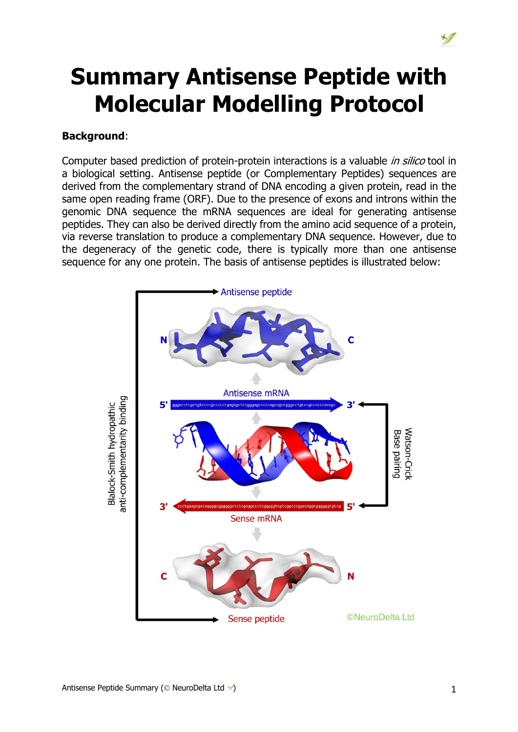# Summary Antisense Peptide with Molecular Modelling Protocol

**Background**:

Computer based prediction of protein-protein interactions is a valuable *in silico* tool in a biological setting. Antisense peptide (or Complementary Peptides) sequences are derived from the complementary strand of DNA encoding a given protein, read in the same open reading frame (ORF). Due to the presence of exons and introns within the genomic DNA sequence the mRNA sequences are ideal for generating antisense peptides. They can also be derived directly from the amino acid sequence of a protein, via reverse translation to produce a complementary DNA sequence. However, due to the degeneracy of the genetic code, there is typically more than one antisense sequence for any one protein. The basis of antisense peptides is illustrated below: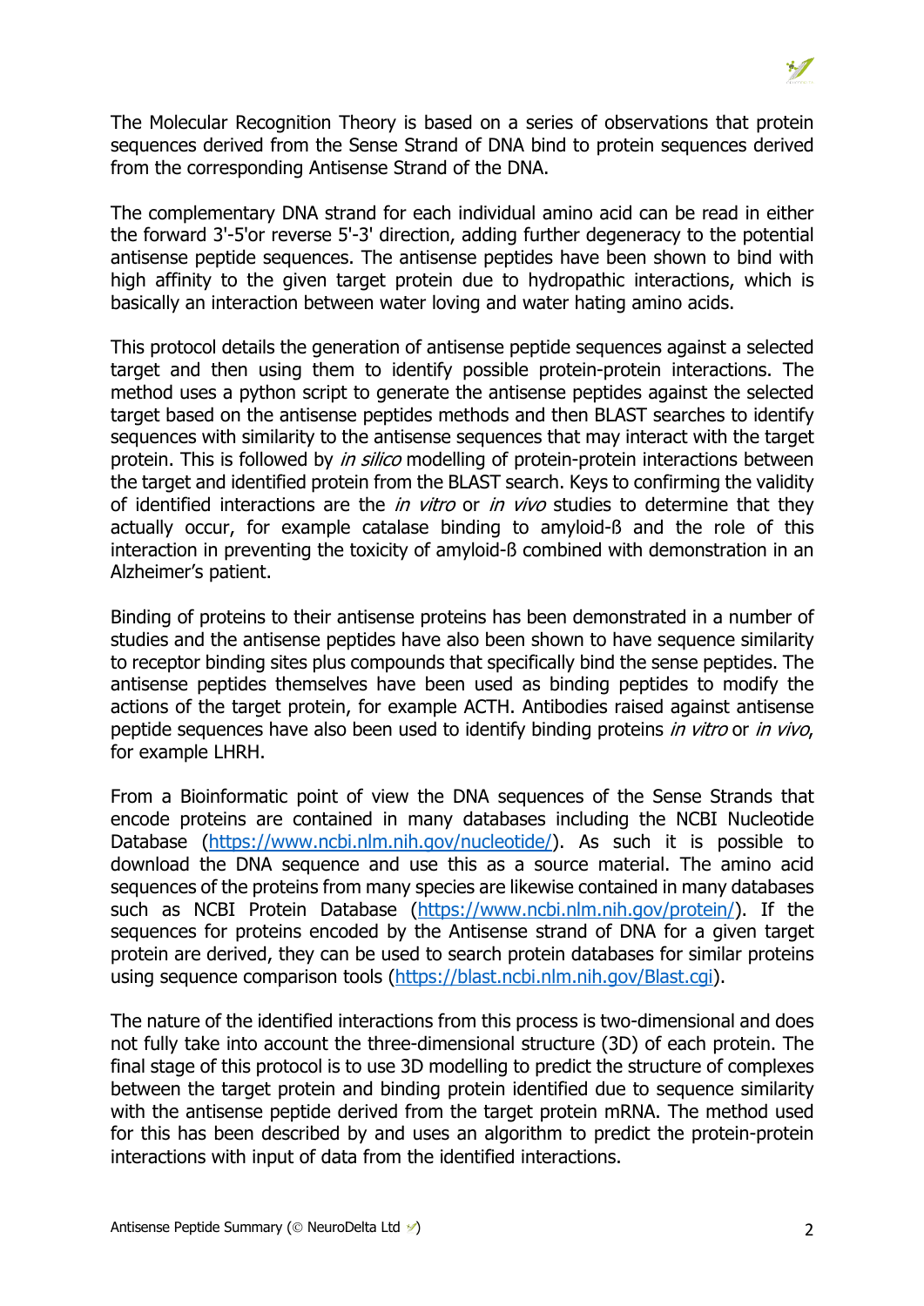The Molecular Recognition Theory is based on a series of observations that protein sequences derived from the Sense Strand of DNA bind to protein sequences derived from the corresponding Antisense Strand of the DNA.

The complementary DNA strand for each individual amino acid can be read in either the forward 3'-5'or reverse 5'-3' direction, adding further degeneracy to the potential antisense peptide sequences. The antisense peptides have been shown to bind with high affinity to the given target protein due to hydropathic interactions, which is basically an interaction between water loving and water hating amino acids.

This protocol details the generation of antisense peptide sequences against a selected target and then using them to identify possible protein-protein interactions. The method uses a python script to generate the antisense peptides against the selected target based on the antisense peptides methods and then BLAST searches to identify sequences with similarity to the antisense sequences that may interact with the target protein. This is followed by *in silico* modelling of protein-protein interactions between the target and identified protein from the BLAST search. Keys to confirming the validity of identified interactions are the *in vitro* or *in vivo* studies to determine that they actually occur, for example catalase binding to amyloid-ß and the role of this interaction in preventing the toxicity of amyloid-ß combined with demonstration in an Alzheimer's patient.

Binding of proteins to their antisense proteins has been demonstrated in a number of studies and the antisense peptides have also been shown to have sequence similarity to receptor binding sites plus compounds that specifically bind the sense peptides. The antisense peptides themselves have been used as binding peptides to modify the actions of the target protein, for example ACTH. Antibodies raised against antisense peptide sequences have also been used to identify binding proteins *in vitro* or *in vivo*, for example LHRH.

From a Bioinformatic point of view the DNA sequences of the Sense Strands that encode proteins are contained in many databases including the NCBI Nucleotide Database (https://www.ncbi.nlm.nih.gov/nucleotide/). As such it is possible to download the DNA sequence and use this as a source material. The amino acid sequences of the proteins from many species are likewise contained in many databases such as NCBI Protein Database (https://www.ncbi.nlm.nih.gov/protein/). If the sequences for proteins encoded by the Antisense strand of DNA for a given target protein are derived, they can be used to search protein databases for similar proteins using sequence comparison tools (https://blast.ncbi.nlm.nih.gov/Blast.cgi).

The nature of the identified interactions from this process is two-dimensional and does not fully take into account the three-dimensional structure (3D) of each protein. The final stage of this protocol is to use 3D modelling to predict the structure of complexes between the target protein and binding protein identified due to sequence similarity with the antisense peptide derived from the target protein mRNA. The method used for this has been described by and uses an algorithm to predict the protein-protein interactions with input of data from the identified interactions.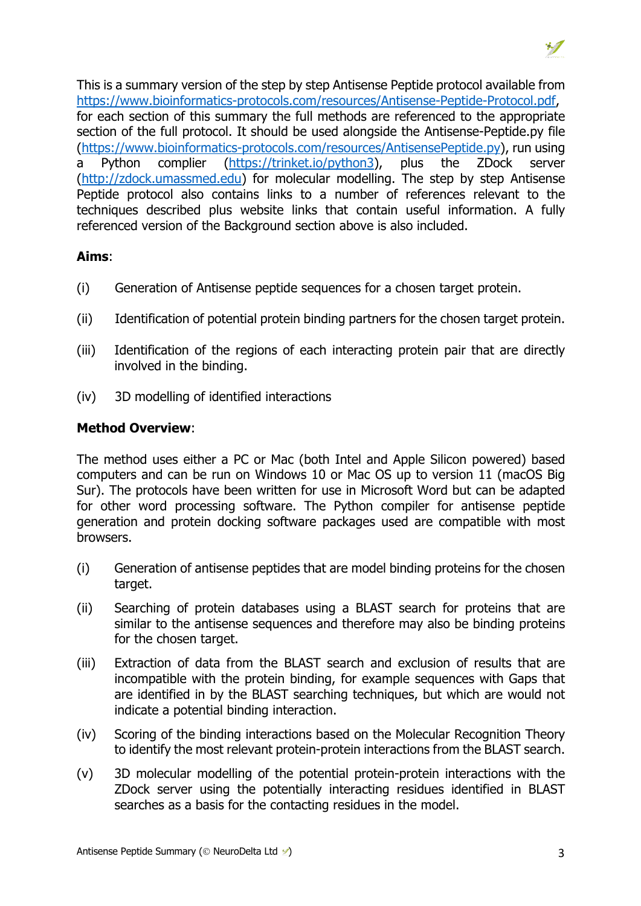This is a summary version of the step by step Antisense Peptide protocol available from https://www.bioinformatics-protocols.com/resources/Antisense-Peptide-Protocol.pdf, for each section of this summary the full methods are referenced to the appropriate section of the full protocol. It should be used alongside the Antisense-Peptide.py file (https://www.bioinformatics-protocols.com/resources/AntisensePeptide.py), run using a Python complier (https://trinket.io/python3), plus the ZDock server (http://zdock.umassmed.edu) for molecular modelling. The step by step Antisense Peptide protocol also contains links to a number of references relevant to the techniques described plus website links that contain useful information. A fully referenced version of the Background section above is also included.

**Aims**:

(i) Generation of Antisense peptide sequences for a chosen target protein.

(ii) Identification of potential protein binding partners for the chosen target protein.

(iii) Identification of the regions of each interacting protein pair that are directly involved in the binding.

(iv) 3D modelling of identified interactions

**Method Overview**:

The method uses either a PC or Mac (both Intel and Apple Silicon powered) based computers and can be run on Windows 10 or Mac OS up to version 11 (macOS Big Sur). The protocols have been written for use in Microsoft Word but can be adapted for other word processing software. The Python compiler for antisense peptide generation and protein docking software packages used are compatible with most browsers.

(i) Generation of antisense peptides that are model binding proteins for the chosen target.

(ii) Searching of protein databases using a BLAST search for proteins that are similar to the antisense sequences and therefore may also be binding proteins for the chosen target.

(iii) Extraction of data from the BLAST search and exclusion of results that are incompatible with the protein binding, for example sequences with Gaps that are identified in by the BLAST searching techniques, but which are would not indicate a potential binding interaction.

(iv) Scoring of the binding interactions based on the Molecular Recognition Theory to identify the most relevant protein-protein interactions from the BLAST search.

(v) 3D molecular modelling of the potential protein-protein interactions with the ZDock server using the potentially interacting residues identified in BLAST searches as a basis for the contacting residues in the model.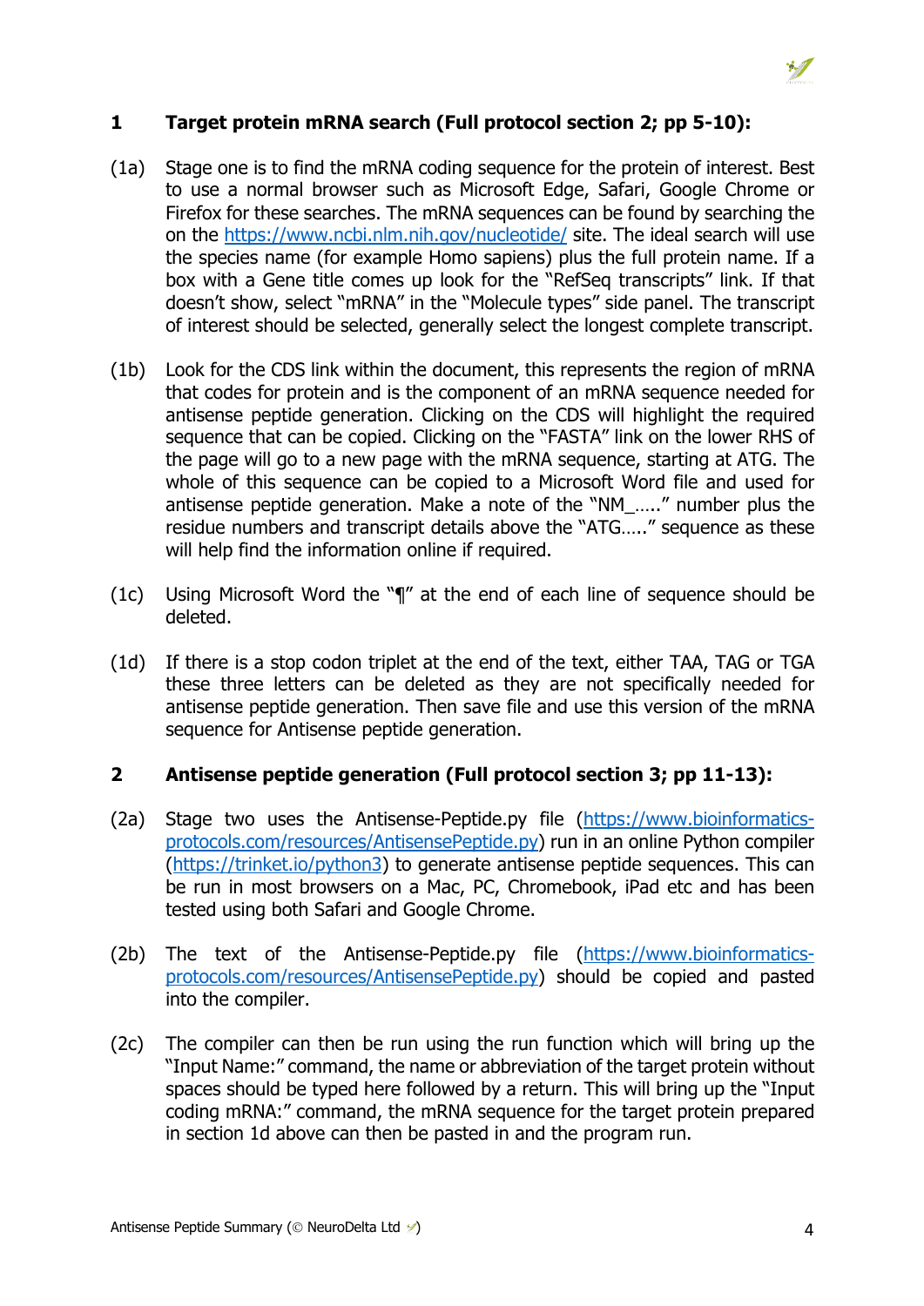## 1 Target protein mRNA search (Full protocol section 2; pp 5-10):

(1a) Stage one is to find the mRNA coding sequence for the protein of interest. Best to use a normal browser such as Microsoft Edge, Safari, Google Chrome or Firefox for these searches. The mRNA sequences can be found by searching the on the https://www.ncbi.nlm.nih.gov/nucleotide/ site. The ideal search will use the species name (for example Homo sapiens) plus the full protein name. If a box with a Gene title comes up look for the "RefSeq transcripts" link. If that doesn't show, select "mRNA" in the "Molecule types" side panel. The transcript of interest should be selected, generally select the longest complete transcript.

(1b) Look for the CDS link within the document, this represents the region of mRNA that codes for protein and is the component of an mRNA sequence needed for antisense peptide generation. Clicking on the CDS will highlight the required sequence that can be copied. Clicking on the "FASTA" link on the lower RHS of the page will go to a new page with the mRNA sequence, starting at ATG. The whole of this sequence can be copied to a Microsoft Word file and used for antisense peptide generation. Make a note of the "NM_….." number plus the residue numbers and transcript details above the "ATG….." sequence as these will help find the information online if required.

(1c) Using Microsoft Word the "¶" at the end of each line of sequence should be deleted.

(1d) If there is a stop codon triplet at the end of the text, either TAA, TAG or TGA these three letters can be deleted as they are not specifically needed for antisense peptide generation. Then save file and use this version of the mRNA sequence for Antisense peptide generation.

## 2 Antisense peptide generation (Full protocol section 3; pp 11-13):

(2a) Stage two uses the Antisense-Peptide.py file (https://www.bioinformatics-protocols.com/resources/AntisensePeptide.py) run in an online Python compiler (https://trinket.io/python3) to generate antisense peptide sequences. This can be run in most browsers on a Mac, PC, Chromebook, iPad etc and has been tested using both Safari and Google Chrome.

(2b) The text of the Antisense-Peptide.py file (https://www.bioinformatics-protocols.com/resources/AntisensePeptide.py) should be copied and pasted into the compiler.

(2c) The compiler can then be run using the run function which will bring up the "Input Name:" command, the name or abbreviation of the target protein without spaces should be typed here followed by a return. This will bring up the "Input coding mRNA:" command, the mRNA sequence for the target protein prepared in section 1d above can then be pasted in and the program run.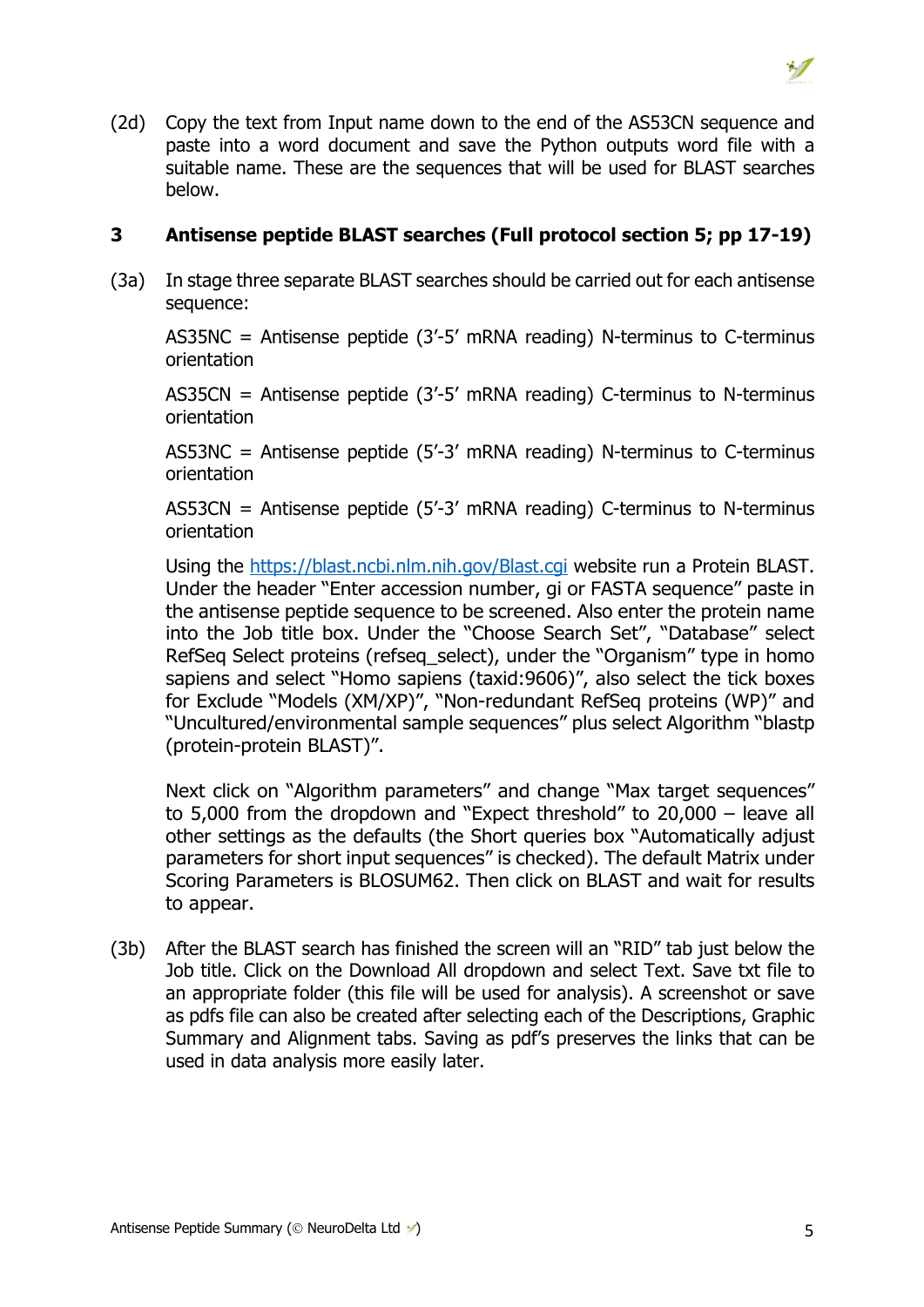(2d) Copy the text from Input name down to the end of the AS53CN sequence and paste into a word document and save the Python outputs word file with a suitable name. These are the sequences that will be used for BLAST searches below.

## 3 Antisense peptide BLAST searches (Full protocol section 5; pp 17-19)

(3a) In stage three separate BLAST searches should be carried out for each antisense sequence:

AS35NC = Antisense peptide (3′-5′ mRNA reading) N-terminus to C-terminus orientation

AS35CN = Antisense peptide (3′-5′ mRNA reading) C-terminus to N-terminus orientation

AS53NC = Antisense peptide (5′-3′ mRNA reading) N-terminus to C-terminus orientation

AS53CN = Antisense peptide (5′-3′ mRNA reading) C-terminus to N-terminus orientation

Using the https://blast.ncbi.nlm.nih.gov/Blast.cgi website run a Protein BLAST. Under the header "Enter accession number, gi or FASTA sequence" paste in the antisense peptide sequence to be screened. Also enter the protein name into the Job title box. Under the "Choose Search Set", "Database" select RefSeq Select proteins (refseq_select), under the "Organism" type in homo sapiens and select "Homo sapiens (taxid:9606)", also select the tick boxes for Exclude "Models (XM/XP)", "Non-redundant RefSeq proteins (WP)" and "Uncultured/environmental sample sequences" plus select Algorithm "blastp (protein-protein BLAST)".

Next click on "Algorithm parameters" and change "Max target sequences" to 5,000 from the dropdown and "Expect threshold" to 20,000 – leave all other settings as the defaults (the Short queries box "Automatically adjust parameters for short input sequences" is checked). The default Matrix under Scoring Parameters is BLOSUM62. Then click on BLAST and wait for results to appear.

(3b) After the BLAST search has finished the screen will an "RID" tab just below the Job title. Click on the Download All dropdown and select Text. Save txt file to an appropriate folder (this file will be used for analysis). A screenshot or save as pdfs file can also be created after selecting each of the Descriptions, Graphic Summary and Alignment tabs. Saving as pdf's preserves the links that can be used in data analysis more easily later.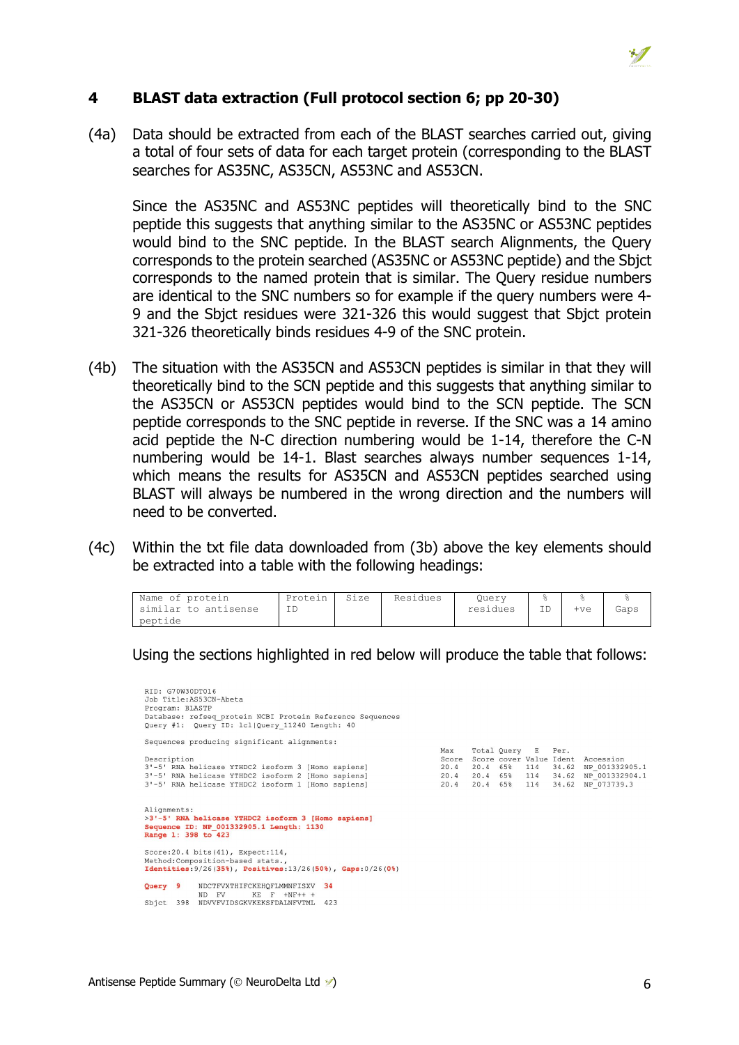## 4 BLAST data extraction (Full protocol section 6; pp 20-30)

(4a) Data should be extracted from each of the BLAST searches carried out, giving a total of four sets of data for each target protein (corresponding to the BLAST searches for AS35NC, AS35CN, AS53NC and AS53CN.

Since the AS35NC and AS53NC peptides will theoretically bind to the SNC peptide this suggests that anything similar to the AS35NC or AS53NC peptides would bind to the SNC peptide. In the BLAST search Alignments, the Query corresponds to the protein searched (AS35NC or AS53NC peptide) and the Sbjct corresponds to the named protein that is similar. The Query residue numbers are identical to the SNC numbers so for example if the query numbers were 4-9 and the Sbjct residues were 321-326 this would suggest that Sbjct protein 321-326 theoretically binds residues 4-9 of the SNC protein.

(4b) The situation with the AS35CN and AS53CN peptides is similar in that they will theoretically bind to the SCN peptide and this suggests that anything similar to the AS35CN or AS53CN peptides would bind to the SCN peptide. The SCN peptide corresponds to the SNC peptide in reverse. If the SNC was a 14 amino acid peptide the N-C direction numbering would be 1-14, therefore the C-N numbering would be 14-1. Blast searches always number sequences 1-14, which means the results for AS35CN and AS53CN peptides searched using BLAST will always be numbered in the wrong direction and the numbers will need to be converted.

(4c) Within the txt file data downloaded from (3b) above the key elements should be extracted into a table with the following headings:

| Name of protein similar to antisense peptide | Protein ID | Size | Residues | Query residues | % ID | % +ve | % Gaps |
|---|---|---|---|---|---|---|---|

Using the sections highlighted in red below will produce the table that follows:

```
RID: G70W30DT016
Job Title:AS53CN-Abeta
Program: BLASTP
Database: refseq_protein NCBI Protein Reference Sequences
Query #1:  Query ID: lcl|Query_11240 Length: 40

Sequences producing significant alignments:

                                                       Max    Total Query   E    Per.
Description                                            Score  Score cover Value  Ident  Accession
3'-5' RNA helicase YTHDC2 isoform 3 [Homo sapiens]     20.4   20.4  65%   114    34.62  NP_001332905.1
3'-5' RNA helicase YTHDC2 isoform 2 [Homo sapiens]     20.4   20.4  65%   114    34.62  NP_001332904.1
3'-5' RNA helicase YTHDC2 isoform 1 [Homo sapiens]     20.4   20.4  65%   114    34.62  NP_073739.3

Alignments:
>3'-5' RNA helicase YTHDC2 isoform 3 [Homo sapiens]
Sequence ID: NP_001332905.1 Length: 1130
Range 1: 398 to 423

Score:20.4 bits(41), Expect:114,
Method:Composition-based stats.,
Identities:9/26(35%), Positives:13/26(50%), Gaps:0/26(0%)

Query  9     NDCTFVXTHIFCKEHQFLMMNFISXV  34
             ND  FV      KE  F  +NF++ +
Sbjct  398   NDVVFVIDSGKVKEKSFDALNFVTML  423
```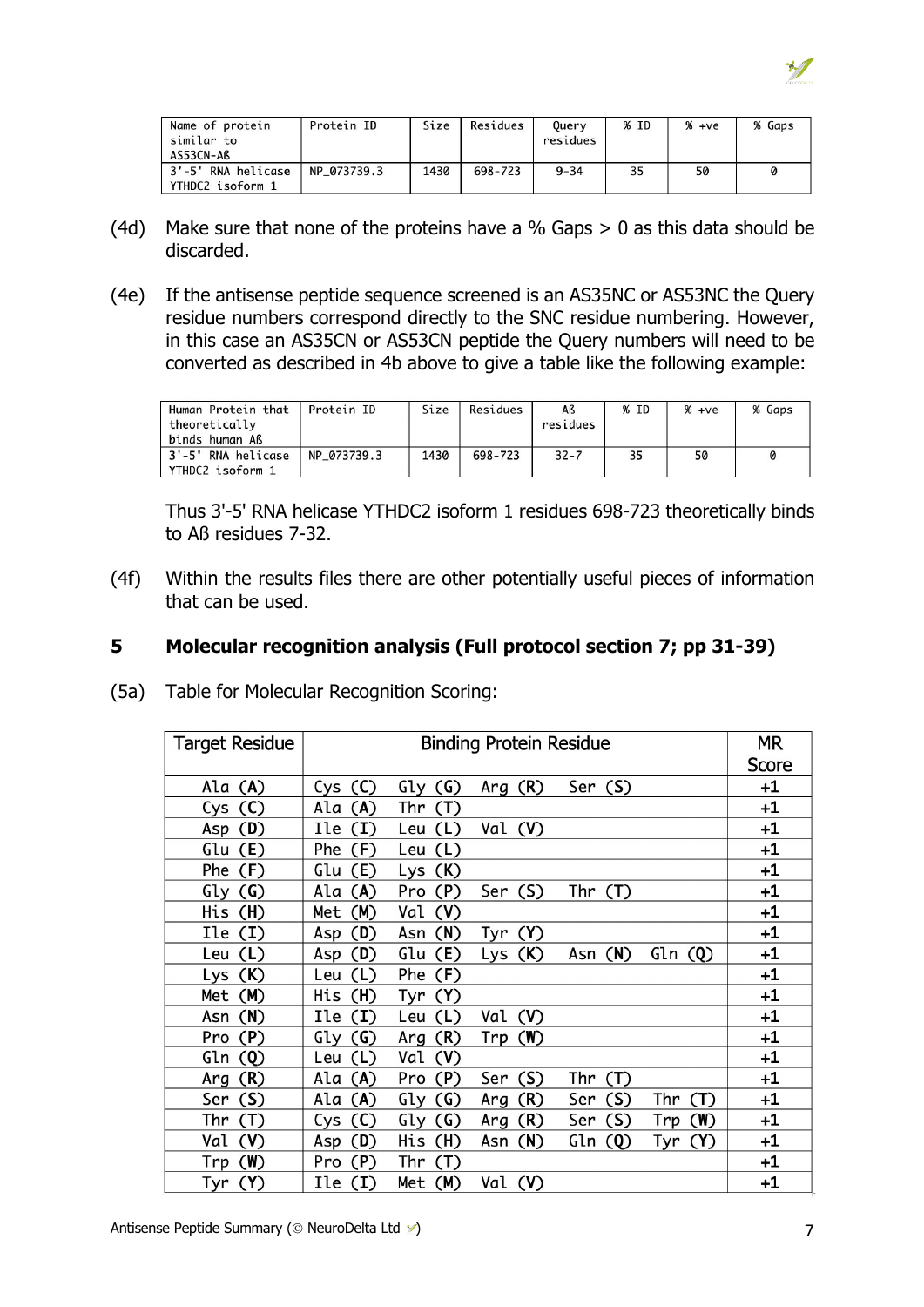| Name of protein similar to AS53CN-Aß | Protein ID | Size | Residues | Query residues | % ID | % +ve | % Gaps |
|---|---|---|---|---|---|---|---|
| 3'-5' RNA helicase YTHDC2 isoform 1 | NP_073739.3 | 1430 | 698-723 | 9-34 | 35 | 50 | 0 |

(4d) Make sure that none of the proteins have a % Gaps > 0 as this data should be discarded.

(4e) If the antisense peptide sequence screened is an AS35NC or AS53NC the Query residue numbers correspond directly to the SNC residue numbering. However, in this case an AS35CN or AS53CN peptide the Query numbers will need to be converted as described in 4b above to give a table like the following example:

| Human Protein that theoretically binds human Aß | Protein ID | Size | Residues | Aß residues | % ID | % +ve | % Gaps |
|---|---|---|---|---|---|---|---|
| 3'-5' RNA helicase YTHDC2 isoform 1 | NP_073739.3 | 1430 | 698-723 | 32-7 | 35 | 50 | 0 |

Thus 3'-5' RNA helicase YTHDC2 isoform 1 residues 698-723 theoretically binds to Aß residues 7-32.

(4f) Within the results files there are other potentially useful pieces of information that can be used.

## 5 Molecular recognition analysis (Full protocol section 7; pp 31-39)

(5a) Table for Molecular Recognition Scoring:

| Target Residue | Binding Protein Residue | MR Score |
|---|---|---|
| Ala (A) | Cys (C) Gly (G) Arg (R) Ser (S) | +1 |
| Cys (C) | Ala (A) Thr (T) | +1 |
| Asp (D) | Ile (I) Leu (L) Val (V) | +1 |
| Glu (E) | Phe (F) Leu (L) | +1 |
| Phe (F) | Glu (E) Lys (K) | +1 |
| Gly (G) | Ala (A) Pro (P) Ser (S) Thr (T) | +1 |
| His (H) | Met (M) Val (V) | +1 |
| Ile (I) | Asp (D) Asn (N) Tyr (Y) | +1 |
| Leu (L) | Asp (D) Glu (E) Lys (K) Asn (N) Gln (Q) | +1 |
| Lys (K) | Leu (L) Phe (F) | +1 |
| Met (M) | His (H) Tyr (Y) | +1 |
| Asn (N) | Ile (I) Leu (L) Val (V) | +1 |
| Pro (P) | Gly (G) Arg (R) Trp (W) | +1 |
| Gln (Q) | Leu (L) Val (V) | +1 |
| Arg (R) | Ala (A) Pro (P) Ser (S) Thr (T) | +1 |
| Ser (S) | Ala (A) Gly (G) Arg (R) Ser (S) Thr (T) | +1 |
| Thr (T) | Cys (C) Gly (G) Arg (R) Ser (S) Trp (W) | +1 |
| Val (V) | Asp (D) His (H) Asn (N) Gln (Q) Tyr (Y) | +1 |
| Trp (W) | Pro (P) Thr (T) | +1 |
| Tyr (Y) | Ile (I) Met (M) Val (V) | +1 |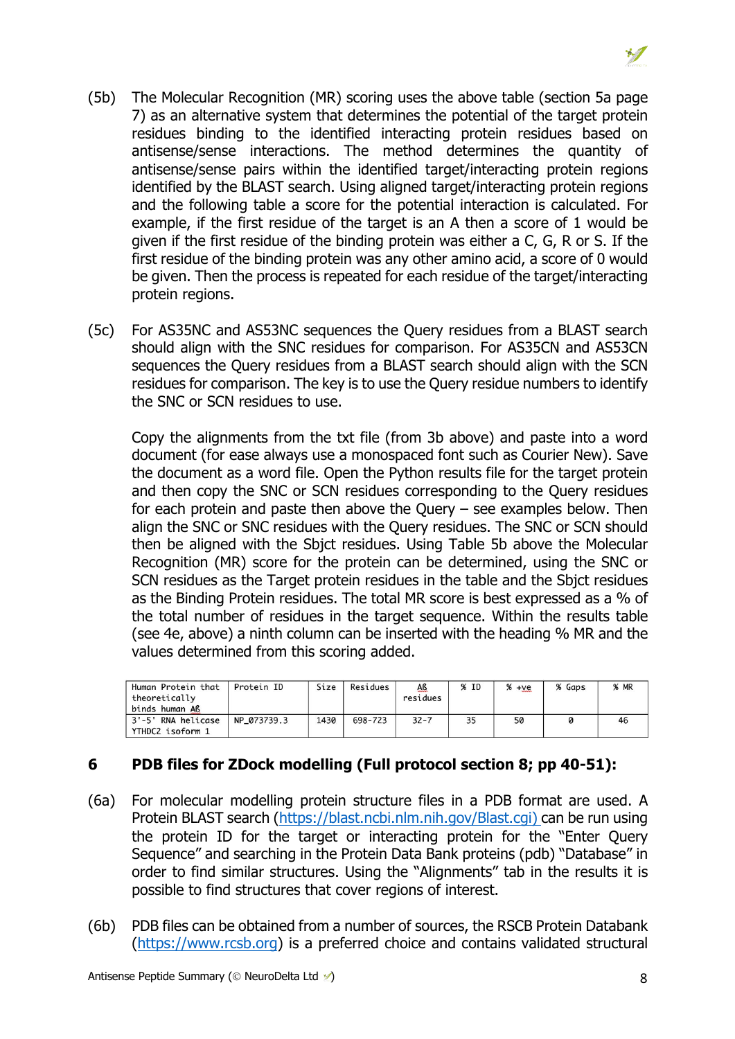(5b) The Molecular Recognition (MR) scoring uses the above table (section 5a page 7) as an alternative system that determines the potential of the target protein residues binding to the identified interacting protein residues based on antisense/sense interactions. The method determines the quantity of antisense/sense pairs within the identified target/interacting protein regions identified by the BLAST search. Using aligned target/interacting protein regions and the following table a score for the potential interaction is calculated. For example, if the first residue of the target is an A then a score of 1 would be given if the first residue of the binding protein was either a C, G, R or S. If the first residue of the binding protein was any other amino acid, a score of 0 would be given. Then the process is repeated for each residue of the target/interacting protein regions.

(5c) For AS35NC and AS53NC sequences the Query residues from a BLAST search should align with the SNC residues for comparison. For AS35CN and AS53CN sequences the Query residues from a BLAST search should align with the SCN residues for comparison. The key is to use the Query residue numbers to identify the SNC or SCN residues to use.

Copy the alignments from the txt file (from 3b above) and paste into a word document (for ease always use a monospaced font such as Courier New). Save the document as a word file. Open the Python results file for the target protein and then copy the SNC or SCN residues corresponding to the Query residues for each protein and paste then above the Query – see examples below. Then align the SNC or SNC residues with the Query residues. The SNC or SCN should then be aligned with the Sbjct residues. Using Table 5b above the Molecular Recognition (MR) score for the protein can be determined, using the SNC or SCN residues as the Target protein residues in the table and the Sbjct residues as the Binding Protein residues. The total MR score is best expressed as a % of the total number of residues in the target sequence. Within the results table (see 4e, above) a ninth column can be inserted with the heading % MR and the values determined from this scoring added.

| Human Protein that theoretically binds human Aß | Protein ID | Size | Residues | Aß residues | % ID | % +ve | % Gaps | % MR |
|---|---|---|---|---|---|---|---|---|
| 3'-5' RNA helicase YTHDC2 isoform 1 | NP_073739.3 | 1430 | 698-723 | 32-7 | 35 | 50 | 0 | 46 |

## 6 PDB files for ZDock modelling (Full protocol section 8; pp 40-51):

(6a) For molecular modelling protein structure files in a PDB format are used. A Protein BLAST search (https://blast.ncbi.nlm.nih.gov/Blast.cgi) can be run using the protein ID for the target or interacting protein for the "Enter Query Sequence" and searching in the Protein Data Bank proteins (pdb) "Database" in order to find similar structures. Using the "Alignments" tab in the results it is possible to find structures that cover regions of interest.

(6b) PDB files can be obtained from a number of sources, the RSCB Protein Databank (https://www.rcsb.org) is a preferred choice and contains validated structural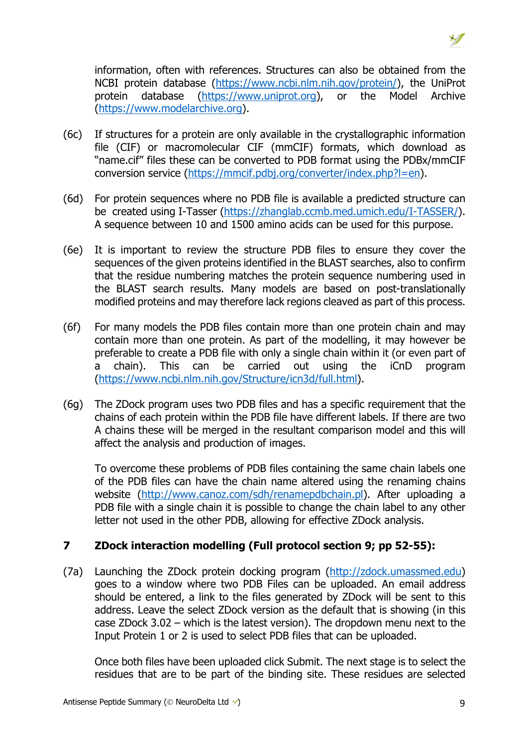information, often with references. Structures can also be obtained from the NCBI protein database (https://www.ncbi.nlm.nih.gov/protein/), the UniProt protein database (https://www.uniprot.org), or the Model Archive (https://www.modelarchive.org).

(6c) If structures for a protein are only available in the crystallographic information file (CIF) or macromolecular CIF (mmCIF) formats, which download as "name.cif" files these can be converted to PDB format using the PDBx/mmCIF conversion service (https://mmcif.pdbj.org/converter/index.php?l=en).

(6d) For protein sequences where no PDB file is available a predicted structure can be created using I-Tasser (https://zhanglab.ccmb.med.umich.edu/I-TASSER/). A sequence between 10 and 1500 amino acids can be used for this purpose.

(6e) It is important to review the structure PDB files to ensure they cover the sequences of the given proteins identified in the BLAST searches, also to confirm that the residue numbering matches the protein sequence numbering used in the BLAST search results. Many models are based on post-translationally modified proteins and may therefore lack regions cleaved as part of this process.

(6f) For many models the PDB files contain more than one protein chain and may contain more than one protein. As part of the modelling, it may however be preferable to create a PDB file with only a single chain within it (or even part of a chain). This can be carried out using the iCnD program (https://www.ncbi.nlm.nih.gov/Structure/icn3d/full.html).

(6g) The ZDock program uses two PDB files and has a specific requirement that the chains of each protein within the PDB file have different labels. If there are two A chains these will be merged in the resultant comparison model and this will affect the analysis and production of images.

To overcome these problems of PDB files containing the same chain labels one of the PDB files can have the chain name altered using the renaming chains website (http://www.canoz.com/sdh/renamepdbchain.pl). After uploading a PDB file with a single chain it is possible to change the chain label to any other letter not used in the other PDB, allowing for effective ZDock analysis.

## 7 ZDock interaction modelling (Full protocol section 9; pp 52-55):

(7a) Launching the ZDock protein docking program (http://zdock.umassmed.edu) goes to a window where two PDB Files can be uploaded. An email address should be entered, a link to the files generated by ZDock will be sent to this address. Leave the select ZDock version as the default that is showing (in this case ZDock 3.02 – which is the latest version). The dropdown menu next to the Input Protein 1 or 2 is used to select PDB files that can be uploaded.

Once both files have been uploaded click Submit. The next stage is to select the residues that are to be part of the binding site. These residues are selected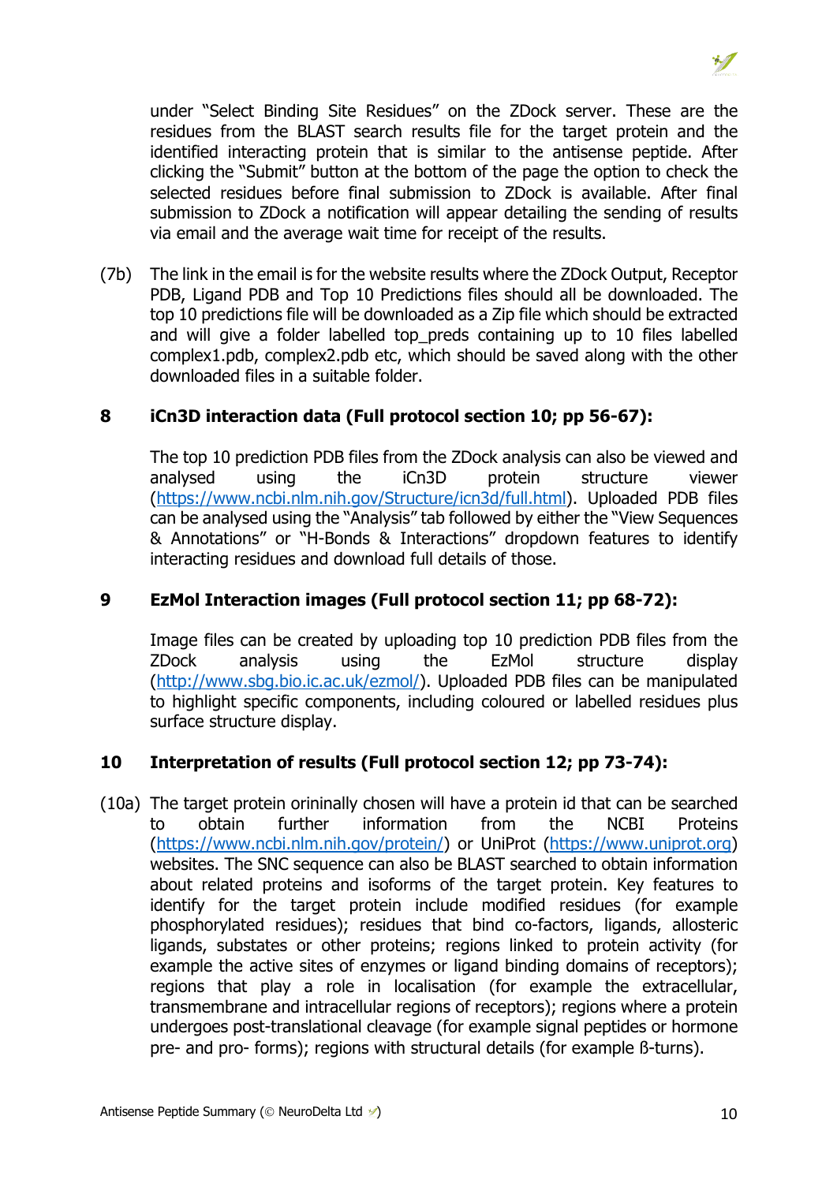under "Select Binding Site Residues" on the ZDock server. These are the residues from the BLAST search results file for the target protein and the identified interacting protein that is similar to the antisense peptide. After clicking the "Submit" button at the bottom of the page the option to check the selected residues before final submission to ZDock is available. After final submission to ZDock a notification will appear detailing the sending of results via email and the average wait time for receipt of the results.

(7b) The link in the email is for the website results where the ZDock Output, Receptor PDB, Ligand PDB and Top 10 Predictions files should all be downloaded. The top 10 predictions file will be downloaded as a Zip file which should be extracted and will give a folder labelled top_preds containing up to 10 files labelled complex1.pdb, complex2.pdb etc, which should be saved along with the other downloaded files in a suitable folder.

## 8 iCn3D interaction data (Full protocol section 10; pp 56-67):

The top 10 prediction PDB files from the ZDock analysis can also be viewed and analysed using the iCn3D protein structure viewer (https://www.ncbi.nlm.nih.gov/Structure/icn3d/full.html). Uploaded PDB files can be analysed using the "Analysis" tab followed by either the "View Sequences & Annotations" or "H-Bonds & Interactions" dropdown features to identify interacting residues and download full details of those.

## 9 EzMol Interaction images (Full protocol section 11; pp 68-72):

Image files can be created by uploading top 10 prediction PDB files from the ZDock analysis using the EzMol structure display (http://www.sbg.bio.ic.ac.uk/ezmol/). Uploaded PDB files can be manipulated to highlight specific components, including coloured or labelled residues plus surface structure display.

## 10 Interpretation of results (Full protocol section 12; pp 73-74):

(10a) The target protein orininally chosen will have a protein id that can be searched to obtain further information from the NCBI Proteins (https://www.ncbi.nlm.nih.gov/protein/) or UniProt (https://www.uniprot.org) websites. The SNC sequence can also be BLAST searched to obtain information about related proteins and isoforms of the target protein. Key features to identify for the target protein include modified residues (for example phosphorylated residues); residues that bind co-factors, ligands, allosteric ligands, substates or other proteins; regions linked to protein activity (for example the active sites of enzymes or ligand binding domains of receptors); regions that play a role in localisation (for example the extracellular, transmembrane and intracellular regions of receptors); regions where a protein undergoes post-translational cleavage (for example signal peptides or hormone pre- and pro- forms); regions with structural details (for example ß-turns).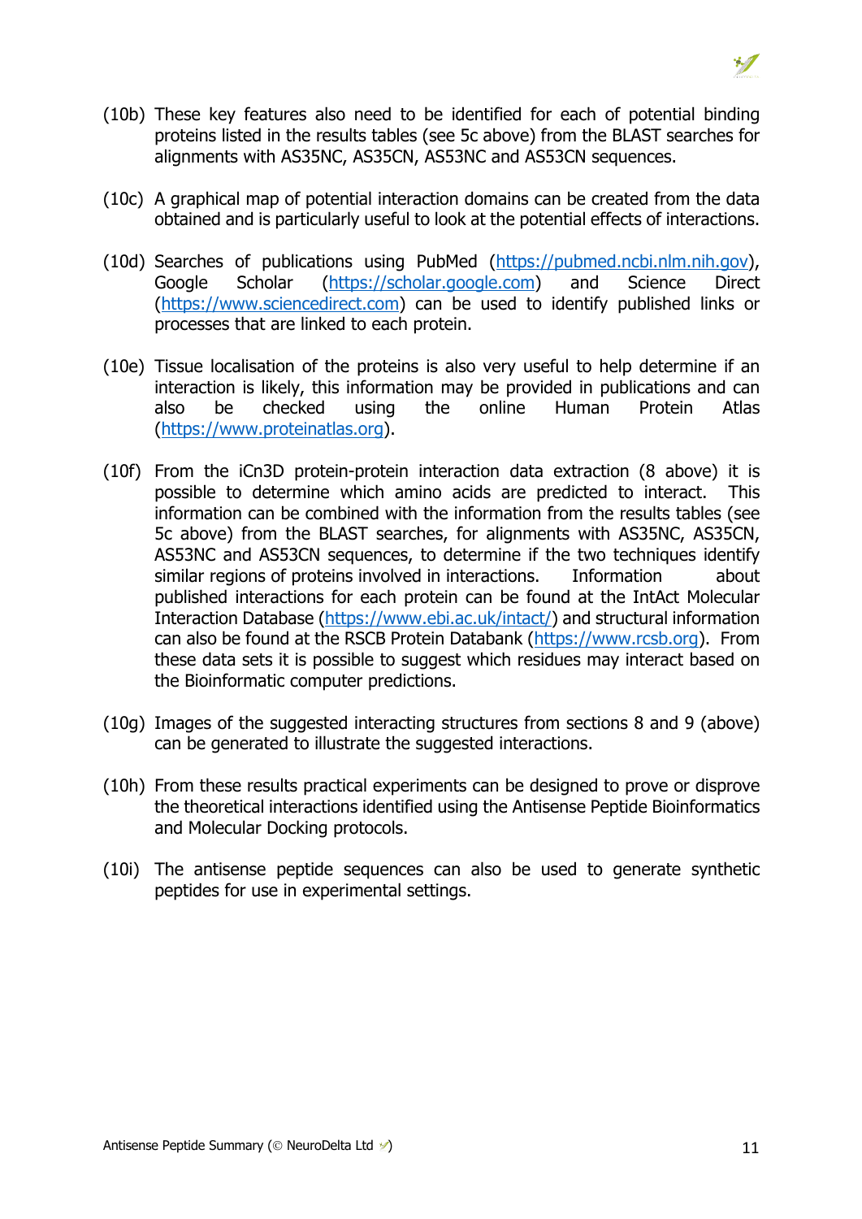(10b) These key features also need to be identified for each of potential binding proteins listed in the results tables (see 5c above) from the BLAST searches for alignments with AS35NC, AS35CN, AS53NC and AS53CN sequences.

(10c) A graphical map of potential interaction domains can be created from the data obtained and is particularly useful to look at the potential effects of interactions.

(10d) Searches of publications using PubMed (https://pubmed.ncbi.nlm.nih.gov), Google Scholar (https://scholar.google.com) and Science Direct (https://www.sciencedirect.com) can be used to identify published links or processes that are linked to each protein.

(10e) Tissue localisation of the proteins is also very useful to help determine if an interaction is likely, this information may be provided in publications and can also be checked using the online Human Protein Atlas (https://www.proteinatlas.org).

(10f) From the iCn3D protein-protein interaction data extraction (8 above) it is possible to determine which amino acids are predicted to interact. This information can be combined with the information from the results tables (see 5c above) from the BLAST searches, for alignments with AS35NC, AS35CN, AS53NC and AS53CN sequences, to determine if the two techniques identify similar regions of proteins involved in interactions. Information about published interactions for each protein can be found at the IntAct Molecular Interaction Database (https://www.ebi.ac.uk/intact/) and structural information can also be found at the RSCB Protein Databank (https://www.rcsb.org). From these data sets it is possible to suggest which residues may interact based on the Bioinformatic computer predictions.

(10g) Images of the suggested interacting structures from sections 8 and 9 (above) can be generated to illustrate the suggested interactions.

(10h) From these results practical experiments can be designed to prove or disprove the theoretical interactions identified using the Antisense Peptide Bioinformatics and Molecular Docking protocols.

(10i) The antisense peptide sequences can also be used to generate synthetic peptides for use in experimental settings.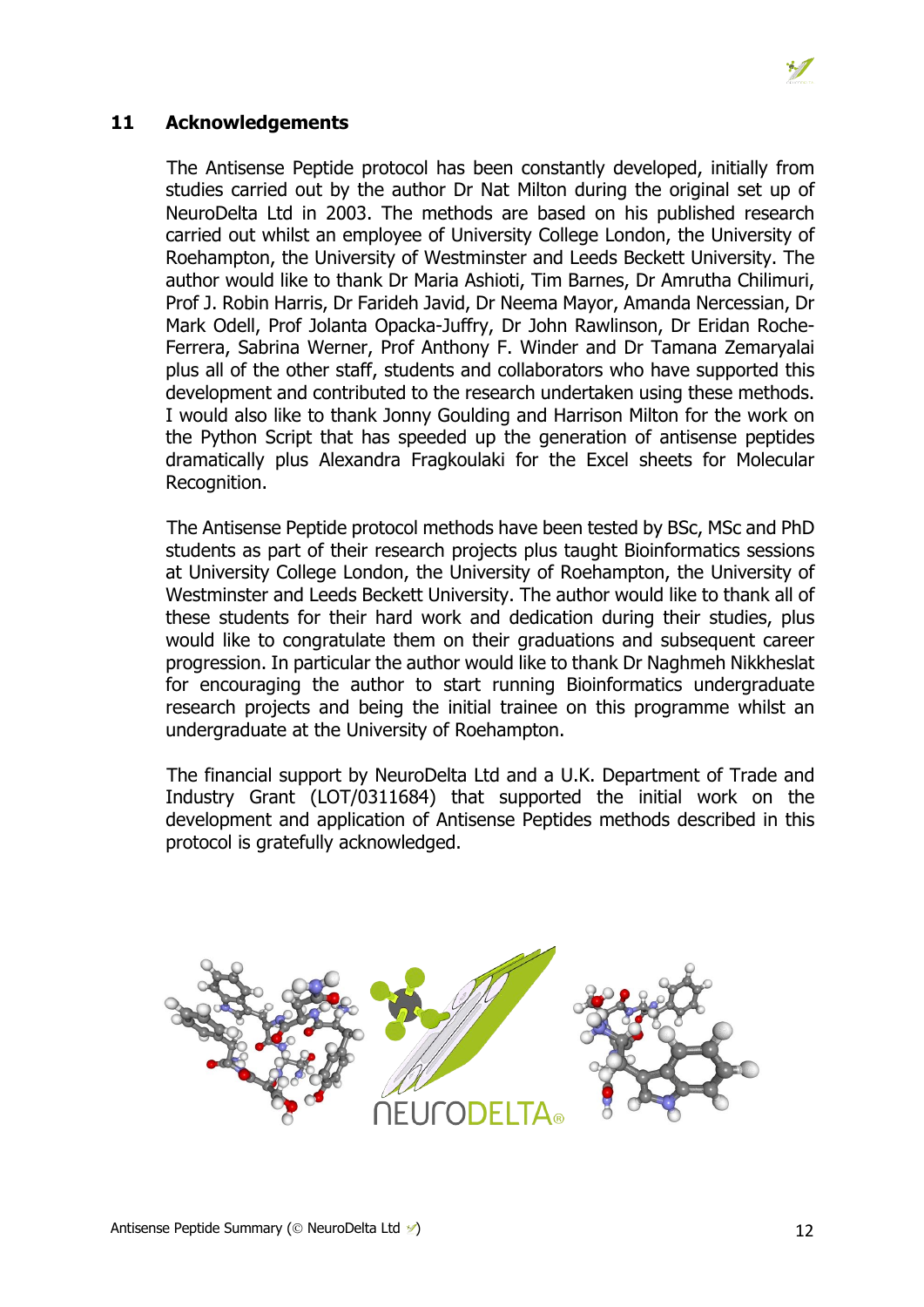## 11 Acknowledgements

The Antisense Peptide protocol has been constantly developed, initially from studies carried out by the author Dr Nat Milton during the original set up of NeuroDelta Ltd in 2003. The methods are based on his published research carried out whilst an employee of University College London, the University of Roehampton, the University of Westminster and Leeds Beckett University. The author would like to thank Dr Maria Ashioti, Tim Barnes, Dr Amrutha Chilimuri, Prof J. Robin Harris, Dr Farideh Javid, Dr Neema Mayor, Amanda Nercessian, Dr Mark Odell, Prof Jolanta Opacka-Juffry, Dr John Rawlinson, Dr Eridan Roche-Ferrera, Sabrina Werner, Prof Anthony F. Winder and Dr Tamana Zemaryalai plus all of the other staff, students and collaborators who have supported this development and contributed to the research undertaken using these methods. I would also like to thank Jonny Goulding and Harrison Milton for the work on the Python Script that has speeded up the generation of antisense peptides dramatically plus Alexandra Fragkoulaki for the Excel sheets for Molecular Recognition.

The Antisense Peptide protocol methods have been tested by BSc, MSc and PhD students as part of their research projects plus taught Bioinformatics sessions at University College London, the University of Roehampton, the University of Westminster and Leeds Beckett University. The author would like to thank all of these students for their hard work and dedication during their studies, plus would like to congratulate them on their graduations and subsequent career progression. In particular the author would like to thank Dr Naghmeh Nikkheslat for encouraging the author to start running Bioinformatics undergraduate research projects and being the initial trainee on this programme whilst an undergraduate at the University of Roehampton.

The financial support by NeuroDelta Ltd and a U.K. Department of Trade and Industry Grant (LOT/0311684) that supported the initial work on the development and application of Antisense Peptides methods described in this protocol is gratefully acknowledged.

NEURODELTA®